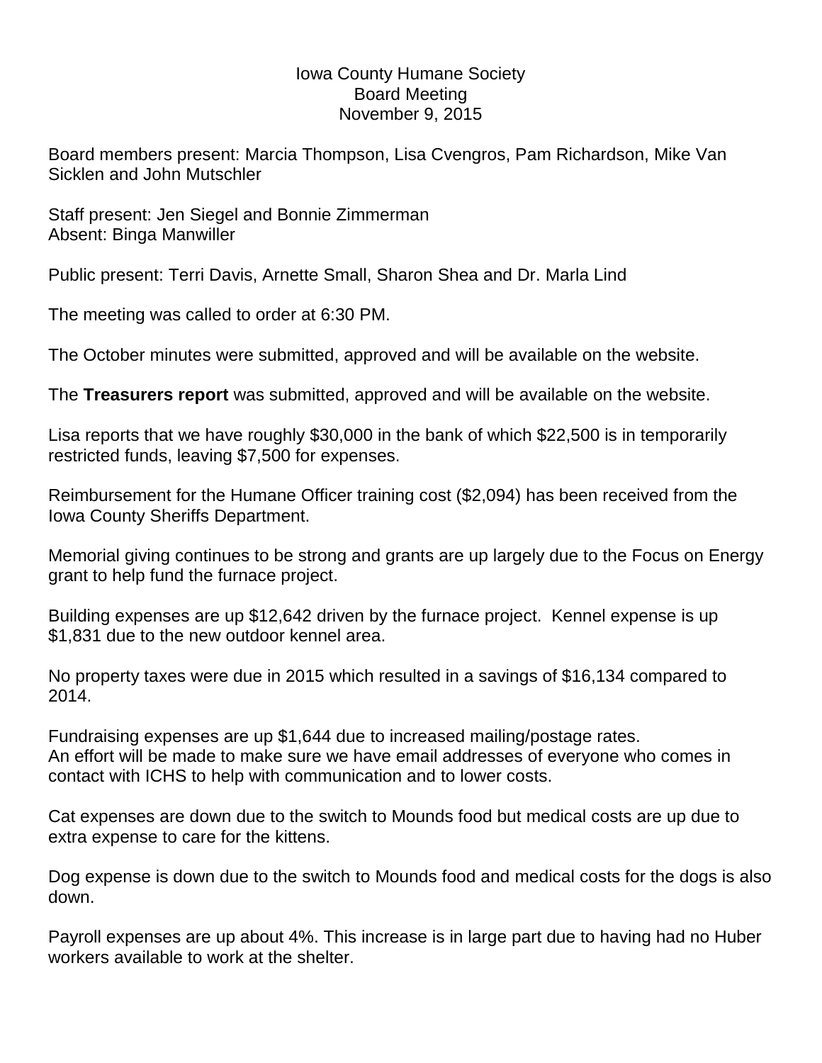Iowa County Humane Society
Board Meeting
November 9, 2015

Board members present: Marcia Thompson, Lisa Cvengros, Pam Richardson, Mike Van Sicklen and John Mutschler

Staff present: Jen Siegel and Bonnie Zimmerman
Absent: Binga Manwiller

Public present: Terri Davis, Arnette Small, Sharon Shea and Dr. Marla Lind

The meeting was called to order at 6:30 PM.

The October minutes were submitted, approved and will be available on the website.

The **Treasurers report** was submitted, approved and will be available on the website.

Lisa reports that we have roughly $30,000 in the bank of which $22,500 is in temporarily restricted funds, leaving $7,500 for expenses.

Reimbursement for the Humane Officer training cost ($2,094) has been received from the Iowa County Sheriffs Department.

Memorial giving continues to be strong and grants are up largely due to the Focus on Energy grant to help fund the furnace project.

Building expenses are up $12,642 driven by the furnace project. Kennel expense is up $1,831 due to the new outdoor kennel area.

No property taxes were due in 2015 which resulted in a savings of $16,134 compared to 2014.

Fundraising expenses are up $1,644 due to increased mailing/postage rates.
An effort will be made to make sure we have email addresses of everyone who comes in contact with ICHS to help with communication and to lower costs.

Cat expenses are down due to the switch to Mounds food but medical costs are up due to extra expense to care for the kittens.

Dog expense is down due to the switch to Mounds food and medical costs for the dogs is also down.

Payroll expenses are up about 4%. This increase is in large part due to having had no Huber workers available to work at the shelter.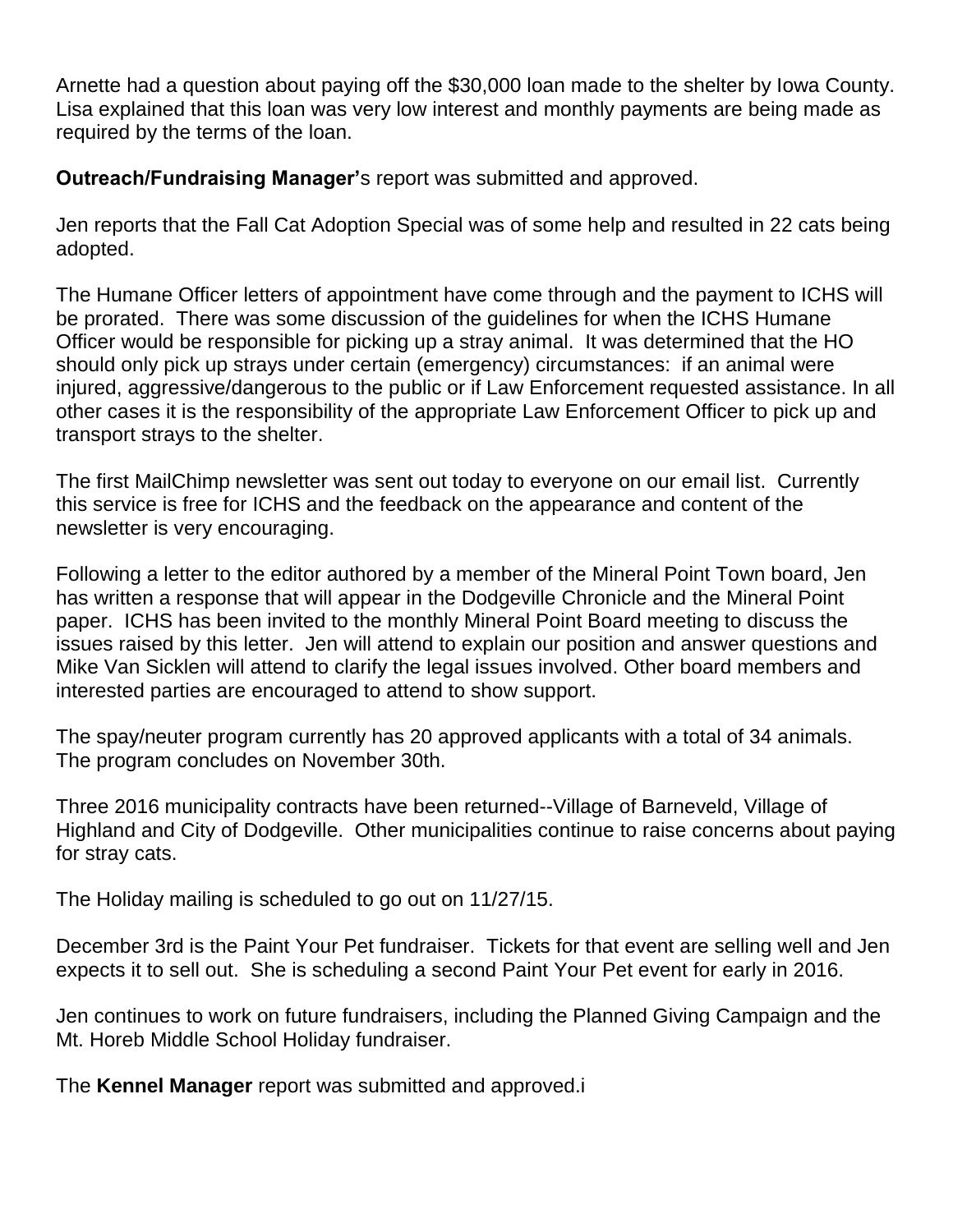Arnette had a question about paying off the $30,000 loan made to the shelter by Iowa County. Lisa explained that this loan was very low interest and monthly payments are being made as required by the terms of the loan.

**Outreach/Fundraising Manager'**s report was submitted and approved.

Jen reports that the Fall Cat Adoption Special was of some help and resulted in 22 cats being adopted.

The Humane Officer letters of appointment have come through and the payment to ICHS will be prorated. There was some discussion of the guidelines for when the ICHS Humane Officer would be responsible for picking up a stray animal. It was determined that the HO should only pick up strays under certain (emergency) circumstances: if an animal were injured, aggressive/dangerous to the public or if Law Enforcement requested assistance. In all other cases it is the responsibility of the appropriate Law Enforcement Officer to pick up and transport strays to the shelter.

The first MailChimp newsletter was sent out today to everyone on our email list. Currently this service is free for ICHS and the feedback on the appearance and content of the newsletter is very encouraging.

Following a letter to the editor authored by a member of the Mineral Point Town board, Jen has written a response that will appear in the Dodgeville Chronicle and the Mineral Point paper. ICHS has been invited to the monthly Mineral Point Board meeting to discuss the issues raised by this letter. Jen will attend to explain our position and answer questions and Mike Van Sicklen will attend to clarify the legal issues involved. Other board members and interested parties are encouraged to attend to show support.

The spay/neuter program currently has 20 approved applicants with a total of 34 animals. The program concludes on November 30th.

Three 2016 municipality contracts have been returned--Village of Barneveld, Village of Highland and City of Dodgeville. Other municipalities continue to raise concerns about paying for stray cats.

The Holiday mailing is scheduled to go out on 11/27/15.

December 3rd is the Paint Your Pet fundraiser. Tickets for that event are selling well and Jen expects it to sell out. She is scheduling a second Paint Your Pet event for early in 2016.

Jen continues to work on future fundraisers, including the Planned Giving Campaign and the Mt. Horeb Middle School Holiday fundraiser.

The **Kennel Manager** report was submitted and approved.i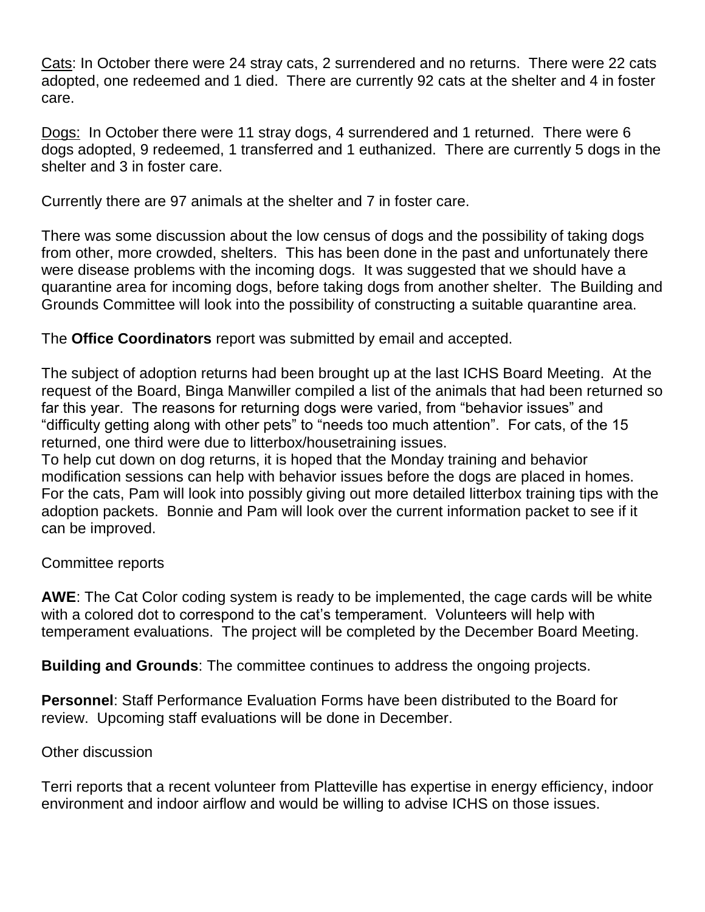<u>Cats</u>: In October there were 24 stray cats, 2 surrendered and no returns. There were 22 cats adopted, one redeemed and 1 died. There are currently 92 cats at the shelter and 4 in foster care.

<u>Dogs:</u> In October there were 11 stray dogs, 4 surrendered and 1 returned. There were 6 dogs adopted, 9 redeemed, 1 transferred and 1 euthanized. There are currently 5 dogs in the shelter and 3 in foster care.

Currently there are 97 animals at the shelter and 7 in foster care.

There was some discussion about the low census of dogs and the possibility of taking dogs from other, more crowded, shelters. This has been done in the past and unfortunately there were disease problems with the incoming dogs. It was suggested that we should have a quarantine area for incoming dogs, before taking dogs from another shelter. The Building and Grounds Committee will look into the possibility of constructing a suitable quarantine area.

The **Office Coordinators** report was submitted by email and accepted.

The subject of adoption returns had been brought up at the last ICHS Board Meeting. At the request of the Board, Binga Manwiller compiled a list of the animals that had been returned so far this year. The reasons for returning dogs were varied, from "behavior issues" and "difficulty getting along with other pets" to "needs too much attention". For cats, of the 15 returned, one third were due to litterbox/housetraining issues.
To help cut down on dog returns, it is hoped that the Monday training and behavior modification sessions can help with behavior issues before the dogs are placed in homes. For the cats, Pam will look into possibly giving out more detailed litterbox training tips with the adoption packets. Bonnie and Pam will look over the current information packet to see if it can be improved.

Committee reports

**AWE**: The Cat Color coding system is ready to be implemented, the cage cards will be white with a colored dot to correspond to the cat's temperament. Volunteers will help with temperament evaluations. The project will be completed by the December Board Meeting.

**Building and Grounds**: The committee continues to address the ongoing projects.

**Personnel**: Staff Performance Evaluation Forms have been distributed to the Board for review. Upcoming staff evaluations will be done in December.

Other discussion

Terri reports that a recent volunteer from Platteville has expertise in energy efficiency, indoor environment and indoor airflow and would be willing to advise ICHS on those issues.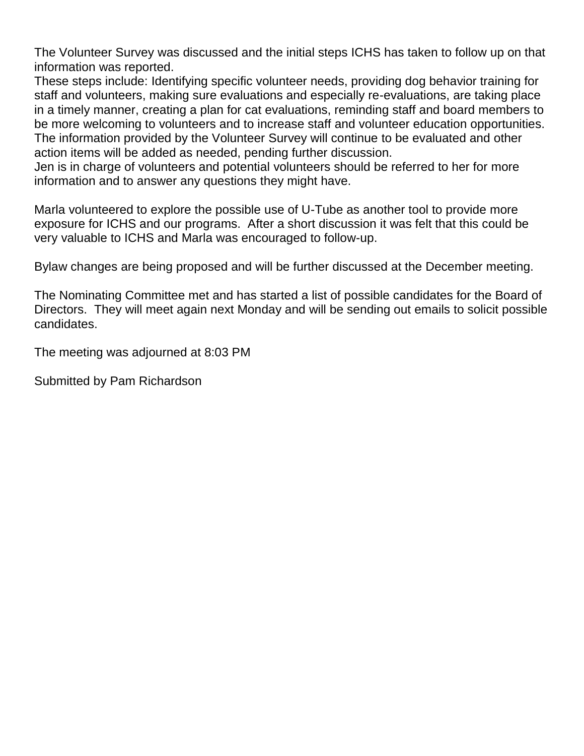The Volunteer Survey was discussed and the initial steps ICHS has taken to follow up on that information was reported.
These steps include: Identifying specific volunteer needs, providing dog behavior training for staff and volunteers, making sure evaluations and especially re-evaluations, are taking place in a timely manner, creating a plan for cat evaluations, reminding staff and board members to be more welcoming to volunteers and to increase staff and volunteer education opportunities.
The information provided by the Volunteer Survey will continue to be evaluated and other action items will be added as needed, pending further discussion.
Jen is in charge of volunteers and potential volunteers should be referred to her for more information and to answer any questions they might have.

Marla volunteered to explore the possible use of U-Tube as another tool to provide more exposure for ICHS and our programs. After a short discussion it was felt that this could be very valuable to ICHS and Marla was encouraged to follow-up.

Bylaw changes are being proposed and will be further discussed at the December meeting.

The Nominating Committee met and has started a list of possible candidates for the Board of Directors. They will meet again next Monday and will be sending out emails to solicit possible candidates.

The meeting was adjourned at 8:03 PM

Submitted by Pam Richardson